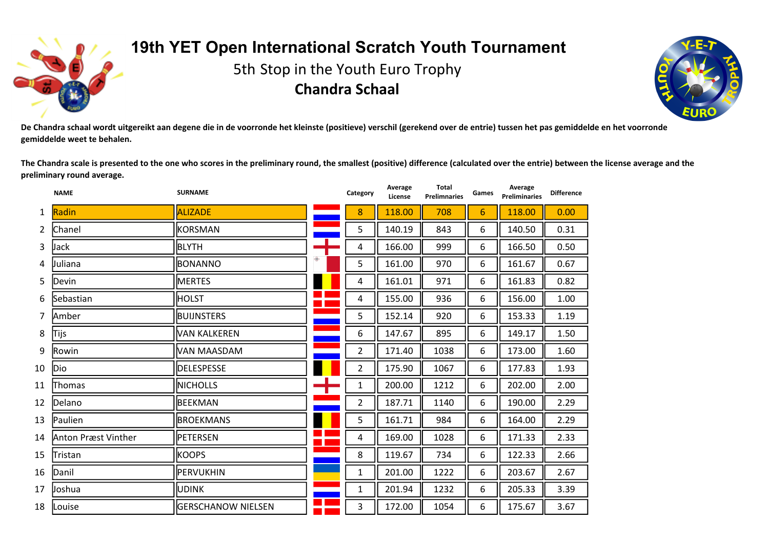# 19th YET Open International Scratch Youth Tournament

## 5th Stop in the Youth Euro Trophy

## Chandra Schaal

**De Chandra schaal wordt uitgereikt aan degene die in de voorronde het kleinste (positieve) verschil (gerekend over de entrie) tussen het pas gemiddelde en het voorronde gemiddelde weet te behalen.**

**The Chandra scale is presented to the one who scores in the preliminary round, the smallest (positive) difference (calculated over the entrie) between the license average and the preliminary round average.**

| | NAME | SURNAME | | Category | Average License | Total Preliminaries | Games | Average Preliminaries | Difference |
|---|---|---|---|---|---|---|---|---|---|
| 1 | Radin | ALIZADE | | 8 | 118.00 | 708 | 6 | 118.00 | 0.00 |
| 2 | Chanel | KORSMAN | | 5 | 140.19 | 843 | 6 | 140.50 | 0.31 |
| 3 | Jack | BLYTH | | 4 | 166.00 | 999 | 6 | 166.50 | 0.50 |
| 4 | Juliana | BONANNO | | 5 | 161.00 | 970 | 6 | 161.67 | 0.67 |
| 5 | Devin | MERTES | | 4 | 161.01 | 971 | 6 | 161.83 | 0.82 |
| 6 | Sebastian | HOLST | | 4 | 155.00 | 936 | 6 | 156.00 | 1.00 |
| 7 | Amber | BUIJNSTERS | | 5 | 152.14 | 920 | 6 | 153.33 | 1.19 |
| 8 | Tijs | VAN KALKEREN | | 6 | 147.67 | 895 | 6 | 149.17 | 1.50 |
| 9 | Rowin | VAN MAASDAM | | 2 | 171.40 | 1038 | 6 | 173.00 | 1.60 |
| 10 | Dio | DELESPESSE | | 2 | 175.90 | 1067 | 6 | 177.83 | 1.93 |
| 11 | Thomas | NICHOLLS | | 1 | 200.00 | 1212 | 6 | 202.00 | 2.00 |
| 12 | Delano | BEEKMAN | | 2 | 187.71 | 1140 | 6 | 190.00 | 2.29 |
| 13 | Paulien | BROEKMANS | | 5 | 161.71 | 984 | 6 | 164.00 | 2.29 |
| 14 | Anton Præst Vinther | PETERSEN | | 4 | 169.00 | 1028 | 6 | 171.33 | 2.33 |
| 15 | Tristan | KOOPS | | 8 | 119.67 | 734 | 6 | 122.33 | 2.66 |
| 16 | Danil | PERVUKHIN | | 1 | 201.00 | 1222 | 6 | 203.67 | 2.67 |
| 17 | Joshua | UDINK | | 1 | 201.94 | 1232 | 6 | 205.33 | 3.39 |
| 18 | Louise | GERSCHANOW NIELSEN | | 3 | 172.00 | 1054 | 6 | 175.67 | 3.67 |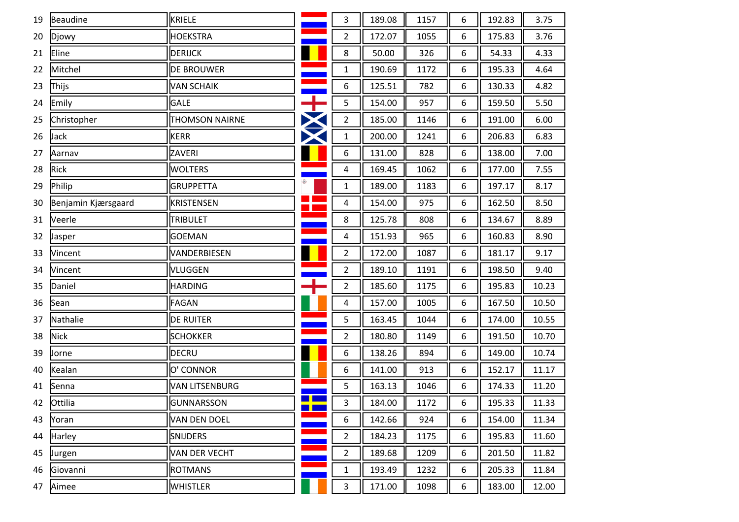| | | | | | | | | | |
|---|---|---|---|---|---|---|---|---|---|
| 19 | Beaudine | KRIELE | | 3 | 189.08 | 1157 | 6 | 192.83 | 3.75 |
| 20 | Djowy | HOEKSTRA | | 2 | 172.07 | 1055 | 6 | 175.83 | 3.76 |
| 21 | Eline | DERIJCK | | 8 | 50.00 | 326 | 6 | 54.33 | 4.33 |
| 22 | Mitchel | DE BROUWER | | 1 | 190.69 | 1172 | 6 | 195.33 | 4.64 |
| 23 | Thijs | VAN SCHAIK | | 6 | 125.51 | 782 | 6 | 130.33 | 4.82 |
| 24 | Emily | GALE | | 5 | 154.00 | 957 | 6 | 159.50 | 5.50 |
| 25 | Christopher | THOMSON NAIRNE | | 2 | 185.00 | 1146 | 6 | 191.00 | 6.00 |
| 26 | Jack | KERR | | 1 | 200.00 | 1241 | 6 | 206.83 | 6.83 |
| 27 | Aarnav | ZAVERI | | 6 | 131.00 | 828 | 6 | 138.00 | 7.00 |
| 28 | Rick | WOLTERS | | 4 | 169.45 | 1062 | 6 | 177.00 | 7.55 |
| 29 | Philip | GRUPPETTA | | 1 | 189.00 | 1183 | 6 | 197.17 | 8.17 |
| 30 | Benjamin Kjærsgaard | KRISTENSEN | | 4 | 154.00 | 975 | 6 | 162.50 | 8.50 |
| 31 | Veerle | TRIBULET | | 8 | 125.78 | 808 | 6 | 134.67 | 8.89 |
| 32 | Jasper | GOEMAN | | 4 | 151.93 | 965 | 6 | 160.83 | 8.90 |
| 33 | Vincent | VANDERBIESEN | | 2 | 172.00 | 1087 | 6 | 181.17 | 9.17 |
| 34 | Vincent | VLUGGEN | | 2 | 189.10 | 1191 | 6 | 198.50 | 9.40 |
| 35 | Daniel | HARDING | | 2 | 185.60 | 1175 | 6 | 195.83 | 10.23 |
| 36 | Sean | FAGAN | | 4 | 157.00 | 1005 | 6 | 167.50 | 10.50 |
| 37 | Nathalie | DE RUITER | | 5 | 163.45 | 1044 | 6 | 174.00 | 10.55 |
| 38 | Nick | SCHOKKER | | 2 | 180.80 | 1149 | 6 | 191.50 | 10.70 |
| 39 | Jorne | DECRU | | 6 | 138.26 | 894 | 6 | 149.00 | 10.74 |
| 40 | Kealan | O' CONNOR | | 6 | 141.00 | 913 | 6 | 152.17 | 11.17 |
| 41 | Senna | VAN LITSENBURG | | 5 | 163.13 | 1046 | 6 | 174.33 | 11.20 |
| 42 | Ottilia | GUNNARSSON | | 3 | 184.00 | 1172 | 6 | 195.33 | 11.33 |
| 43 | Yoran | VAN DEN DOEL | | 6 | 142.66 | 924 | 6 | 154.00 | 11.34 |
| 44 | Harley | SNIJDERS | | 2 | 184.23 | 1175 | 6 | 195.83 | 11.60 |
| 45 | Jurgen | VAN DER VECHT | | 2 | 189.68 | 1209 | 6 | 201.50 | 11.82 |
| 46 | Giovanni | ROTMANS | | 1 | 193.49 | 1232 | 6 | 205.33 | 11.84 |
| 47 | Aimee | WHISTLER | | 3 | 171.00 | 1098 | 6 | 183.00 | 12.00 |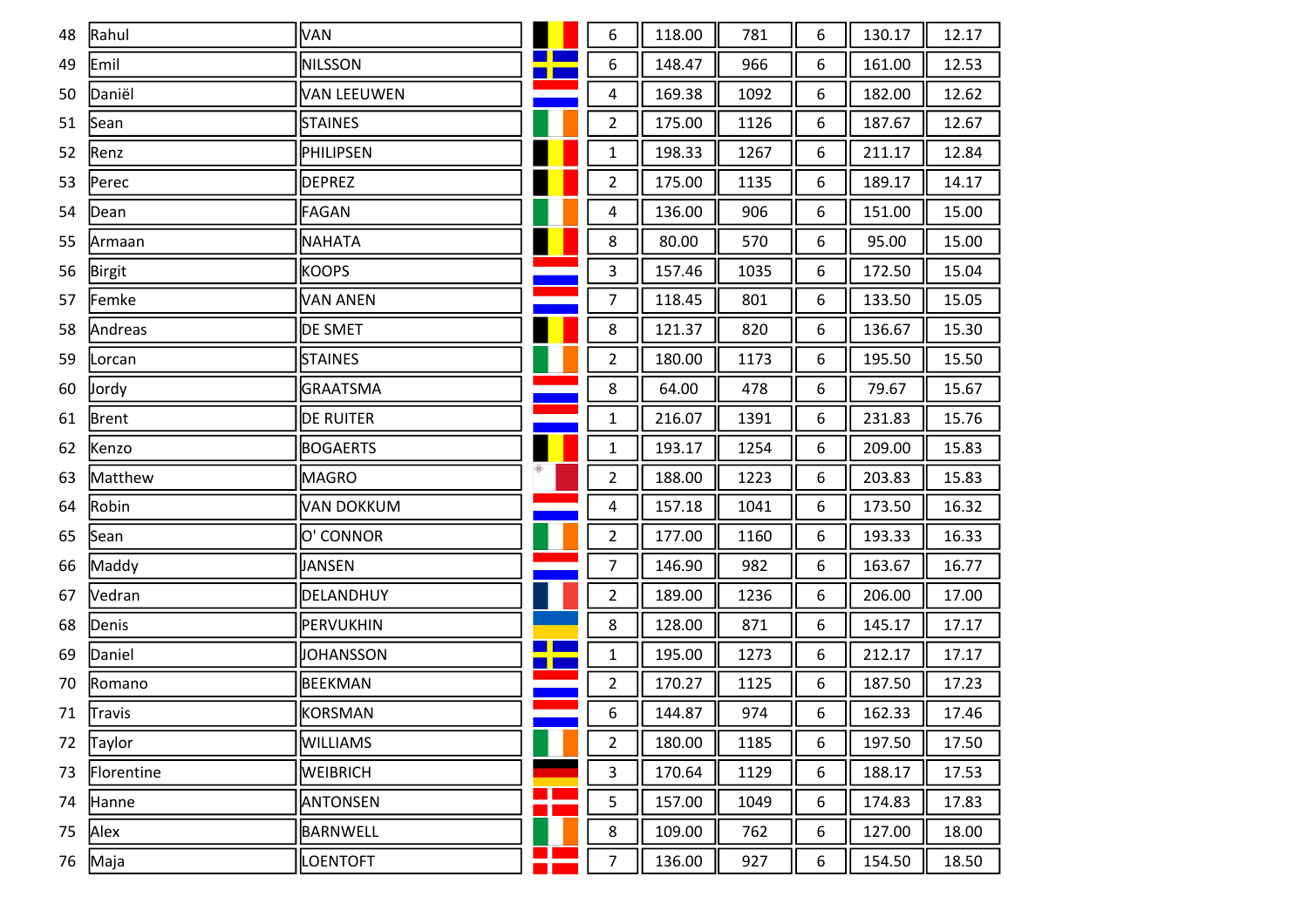| | | | | | | | | | |
|---|---|---|---|---|---|---|---|---|---|
| 48 | Rahul | VAN | | 6 | 118.00 | 781 | 6 | 130.17 | 12.17 |
| 49 | Emil | NILSSON | | 6 | 148.47 | 966 | 6 | 161.00 | 12.53 |
| 50 | Daniël | VAN LEEUWEN | | 4 | 169.38 | 1092 | 6 | 182.00 | 12.62 |
| 51 | Sean | STAINES | | 2 | 175.00 | 1126 | 6 | 187.67 | 12.67 |
| 52 | Renz | PHILIPSEN | | 1 | 198.33 | 1267 | 6 | 211.17 | 12.84 |
| 53 | Perec | DEPREZ | | 2 | 175.00 | 1135 | 6 | 189.17 | 14.17 |
| 54 | Dean | FAGAN | | 4 | 136.00 | 906 | 6 | 151.00 | 15.00 |
| 55 | Armaan | NAHATA | | 8 | 80.00 | 570 | 6 | 95.00 | 15.00 |
| 56 | Birgit | KOOPS | | 3 | 157.46 | 1035 | 6 | 172.50 | 15.04 |
| 57 | Femke | VAN ANEN | | 7 | 118.45 | 801 | 6 | 133.50 | 15.05 |
| 58 | Andreas | DE SMET | | 8 | 121.37 | 820 | 6 | 136.67 | 15.30 |
| 59 | Lorcan | STAINES | | 2 | 180.00 | 1173 | 6 | 195.50 | 15.50 |
| 60 | Jordy | GRAATSMA | | 8 | 64.00 | 478 | 6 | 79.67 | 15.67 |
| 61 | Brent | DE RUITER | | 1 | 216.07 | 1391 | 6 | 231.83 | 15.76 |
| 62 | Kenzo | BOGAERTS | | 1 | 193.17 | 1254 | 6 | 209.00 | 15.83 |
| 63 | Matthew | MAGRO | | 2 | 188.00 | 1223 | 6 | 203.83 | 15.83 |
| 64 | Robin | VAN DOKKUM | | 4 | 157.18 | 1041 | 6 | 173.50 | 16.32 |
| 65 | Sean | O' CONNOR | | 2 | 177.00 | 1160 | 6 | 193.33 | 16.33 |
| 66 | Maddy | JANSEN | | 7 | 146.90 | 982 | 6 | 163.67 | 16.77 |
| 67 | Vedran | DELANDHUY | | 2 | 189.00 | 1236 | 6 | 206.00 | 17.00 |
| 68 | Denis | PERVUKHIN | | 8 | 128.00 | 871 | 6 | 145.17 | 17.17 |
| 69 | Daniel | JOHANSSON | | 1 | 195.00 | 1273 | 6 | 212.17 | 17.17 |
| 70 | Romano | BEEKMAN | | 2 | 170.27 | 1125 | 6 | 187.50 | 17.23 |
| 71 | Travis | KORSMAN | | 6 | 144.87 | 974 | 6 | 162.33 | 17.46 |
| 72 | Taylor | WILLIAMS | | 2 | 180.00 | 1185 | 6 | 197.50 | 17.50 |
| 73 | Florentine | WEIBRICH | | 3 | 170.64 | 1129 | 6 | 188.17 | 17.53 |
| 74 | Hanne | ANTONSEN | | 5 | 157.00 | 1049 | 6 | 174.83 | 17.83 |
| 75 | Alex | BARNWELL | | 8 | 109.00 | 762 | 6 | 127.00 | 18.00 |
| 76 | Maja | LOENTOFT | | 7 | 136.00 | 927 | 6 | 154.50 | 18.50 |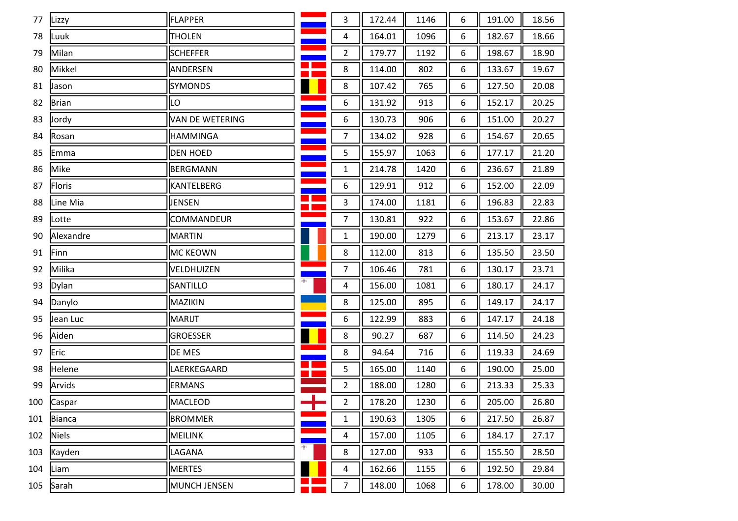| | | | | | | | | | |
|---|---|---|---|---|---|---|---|---|---|
| 77 | Lizzy | FLAPPER | | 3 | 172.44 | 1146 | 6 | 191.00 | 18.56 |
| 78 | Luuk | THOLEN | | 4 | 164.01 | 1096 | 6 | 182.67 | 18.66 |
| 79 | Milan | SCHEFFER | | 2 | 179.77 | 1192 | 6 | 198.67 | 18.90 |
| 80 | Mikkel | ANDERSEN | | 8 | 114.00 | 802 | 6 | 133.67 | 19.67 |
| 81 | Jason | SYMONDS | | 8 | 107.42 | 765 | 6 | 127.50 | 20.08 |
| 82 | Brian | LO | | 6 | 131.92 | 913 | 6 | 152.17 | 20.25 |
| 83 | Jordy | VAN DE WETERING | | 6 | 130.73 | 906 | 6 | 151.00 | 20.27 |
| 84 | Rosan | HAMMINGA | | 7 | 134.02 | 928 | 6 | 154.67 | 20.65 |
| 85 | Emma | DEN HOED | | 5 | 155.97 | 1063 | 6 | 177.17 | 21.20 |
| 86 | Mike | BERGMANN | | 1 | 214.78 | 1420 | 6 | 236.67 | 21.89 |
| 87 | Floris | KANTELBERG | | 6 | 129.91 | 912 | 6 | 152.00 | 22.09 |
| 88 | Line Mia | JENSEN | | 3 | 174.00 | 1181 | 6 | 196.83 | 22.83 |
| 89 | Lotte | COMMANDEUR | | 7 | 130.81 | 922 | 6 | 153.67 | 22.86 |
| 90 | Alexandre | MARTIN | | 1 | 190.00 | 1279 | 6 | 213.17 | 23.17 |
| 91 | Finn | MC KEOWN | | 8 | 112.00 | 813 | 6 | 135.50 | 23.50 |
| 92 | Milika | VELDHUIZEN | | 7 | 106.46 | 781 | 6 | 130.17 | 23.71 |
| 93 | Dylan | SANTILLO | | 4 | 156.00 | 1081 | 6 | 180.17 | 24.17 |
| 94 | Danylo | MAZIKIN | | 8 | 125.00 | 895 | 6 | 149.17 | 24.17 |
| 95 | Jean Luc | MARIJT | | 6 | 122.99 | 883 | 6 | 147.17 | 24.18 |
| 96 | Aiden | GROESSER | | 8 | 90.27 | 687 | 6 | 114.50 | 24.23 |
| 97 | Eric | DE MES | | 8 | 94.64 | 716 | 6 | 119.33 | 24.69 |
| 98 | Helene | LAERKEGAARD | | 5 | 165.00 | 1140 | 6 | 190.00 | 25.00 |
| 99 | Arvids | ERMANS | | 2 | 188.00 | 1280 | 6 | 213.33 | 25.33 |
| 100 | Caspar | MACLEOD | | 2 | 178.20 | 1230 | 6 | 205.00 | 26.80 |
| 101 | Bianca | BROMMER | | 1 | 190.63 | 1305 | 6 | 217.50 | 26.87 |
| 102 | Niels | MEILINK | | 4 | 157.00 | 1105 | 6 | 184.17 | 27.17 |
| 103 | Kayden | LAGANA | | 8 | 127.00 | 933 | 6 | 155.50 | 28.50 |
| 104 | Liam | MERTES | | 4 | 162.66 | 1155 | 6 | 192.50 | 29.84 |
| 105 | Sarah | MUNCH JENSEN | | 7 | 148.00 | 1068 | 6 | 178.00 | 30.00 |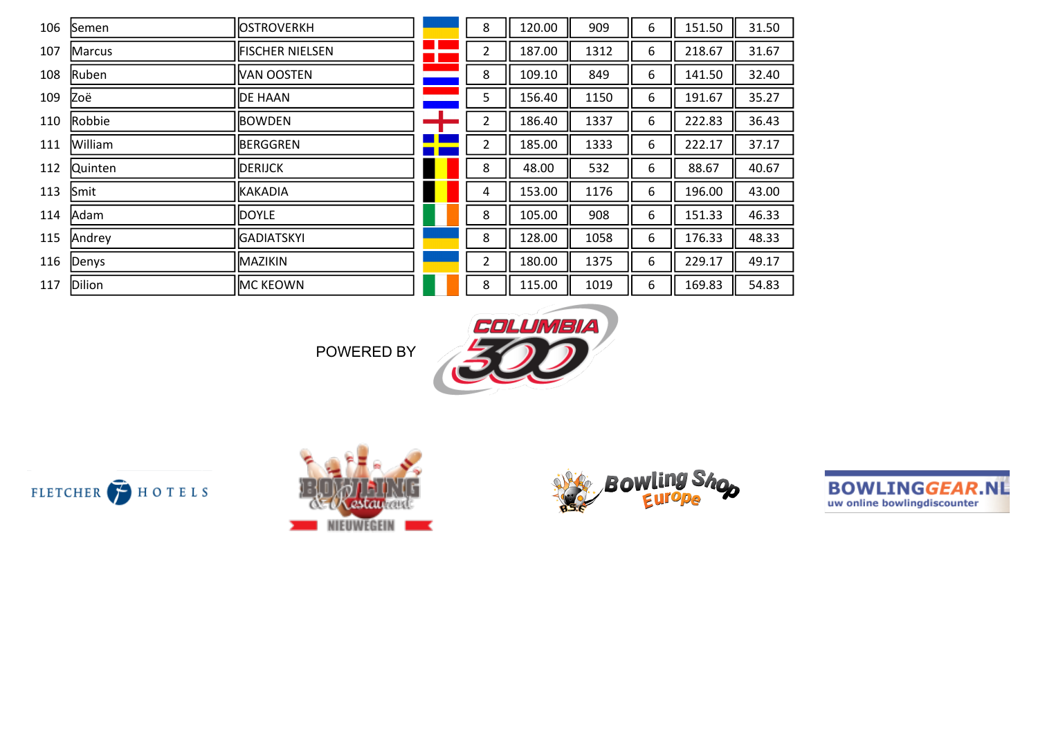| | | | | | | | | | |
|---|---|---|---|---|---|---|---|---|---|
| 106 | Semen | OSTROVERKH | | 8 | 120.00 | 909 | 6 | 151.50 | 31.50 |
| 107 | Marcus | FISCHER NIELSEN | | 2 | 187.00 | 1312 | 6 | 218.67 | 31.67 |
| 108 | Ruben | VAN OOSTEN | | 8 | 109.10 | 849 | 6 | 141.50 | 32.40 |
| 109 | Zoë | DE HAAN | | 5 | 156.40 | 1150 | 6 | 191.67 | 35.27 |
| 110 | Robbie | BOWDEN | | 2 | 186.40 | 1337 | 6 | 222.83 | 36.43 |
| 111 | William | BERGGREN | | 2 | 185.00 | 1333 | 6 | 222.17 | 37.17 |
| 112 | Quinten | DERIJCK | | 8 | 48.00 | 532 | 6 | 88.67 | 40.67 |
| 113 | Smit | KAKADIA | | 4 | 153.00 | 1176 | 6 | 196.00 | 43.00 |
| 114 | Adam | DOYLE | | 8 | 105.00 | 908 | 6 | 151.33 | 46.33 |
| 115 | Andrey | GADIATSKYI | | 8 | 128.00 | 1058 | 6 | 176.33 | 48.33 |
| 116 | Denys | MAZIKIN | | 2 | 180.00 | 1375 | 6 | 229.17 | 49.17 |
| 117 | Dilion | MC KEOWN | | 8 | 115.00 | 1019 | 6 | 169.83 | 54.83 |

POWERED BY COLUMBIA 300

FLETCHER HOTELS

BOWLING & Restaurant NIEUWEGEIN

Bowling Shop Europe

BOWLINGGEAR.NL uw online bowlingdiscounter